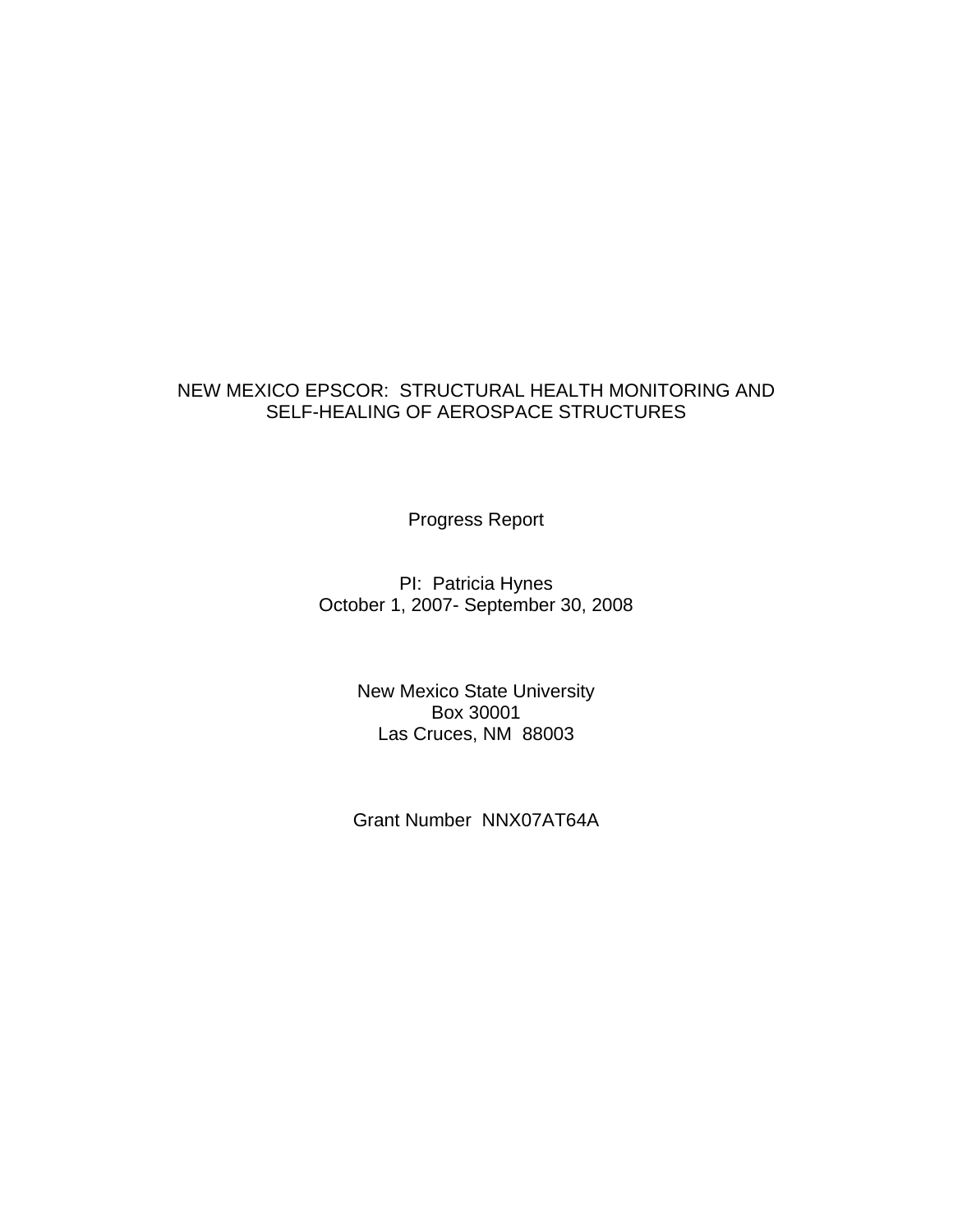# NEW MEXICO EPSCOR: STRUCTURAL HEALTH MONITORING AND SELF-HEALING OF AEROSPACE STRUCTURES

Progress Report

PI: Patricia Hynes
October 1, 2007- September 30, 2008

New Mexico State University
Box 30001
Las Cruces, NM 88003

Grant Number NNX07AT64A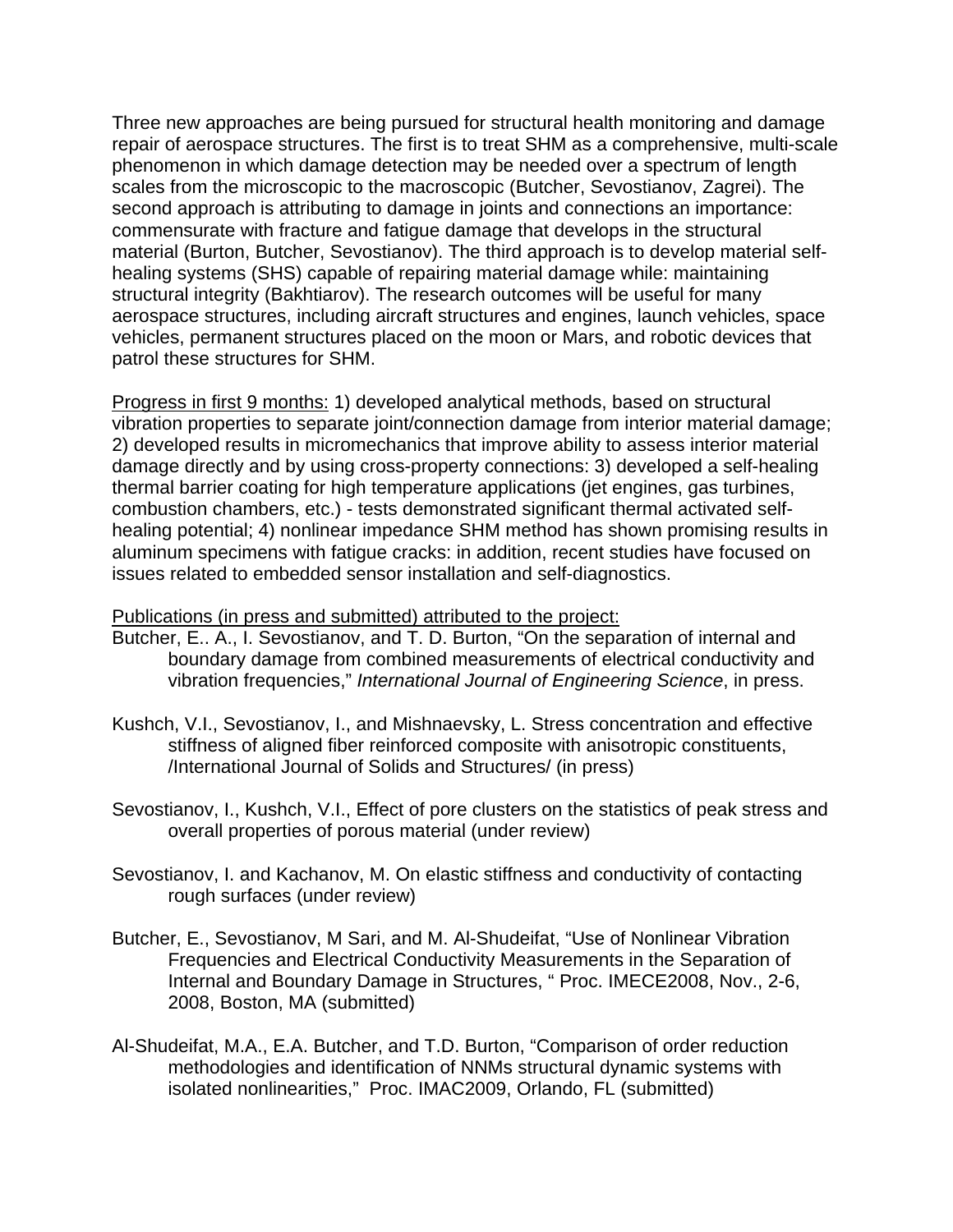Three new approaches are being pursued for structural health monitoring and damage repair of aerospace structures. The first is to treat SHM as a comprehensive, multi-scale phenomenon in which damage detection may be needed over a spectrum of length scales from the microscopic to the macroscopic (Butcher, Sevostianov, Zagrei). The second approach is attributing to damage in joints and connections an importance: commensurate with fracture and fatigue damage that develops in the structural material (Burton, Butcher, Sevostianov). The third approach is to develop material self-healing systems (SHS) capable of repairing material damage while: maintaining structural integrity (Bakhtiarov). The research outcomes will be useful for many aerospace structures, including aircraft structures and engines, launch vehicles, space vehicles, permanent structures placed on the moon or Mars, and robotic devices that patrol these structures for SHM.

Progress in first 9 months: 1) developed analytical methods, based on structural vibration properties to separate joint/connection damage from interior material damage; 2) developed results in micromechanics that improve ability to assess interior material damage directly and by using cross-property connections: 3) developed a self-healing thermal barrier coating for high temperature applications (jet engines, gas turbines, combustion chambers, etc.) - tests demonstrated significant thermal activated self-healing potential; 4) nonlinear impedance SHM method has shown promising results in aluminum specimens with fatigue cracks: in addition, recent studies have focused on issues related to embedded sensor installation and self-diagnostics.

Publications (in press and submitted) attributed to the project:

Butcher, E.. A., I. Sevostianov, and T. D. Burton, "On the separation of internal and boundary damage from combined measurements of electrical conductivity and vibration frequencies," *International Journal of Engineering Science*, in press.

Kushch, V.I., Sevostianov, I., and Mishnaevsky, L. Stress concentration and effective stiffness of aligned fiber reinforced composite with anisotropic constituents, /International Journal of Solids and Structures/ (in press)

Sevostianov, I., Kushch, V.I., Effect of pore clusters on the statistics of peak stress and overall properties of porous material (under review)

Sevostianov, I. and Kachanov, M. On elastic stiffness and conductivity of contacting rough surfaces (under review)

Butcher, E., Sevostianov, M Sari, and M. Al-Shudeifat, "Use of Nonlinear Vibration Frequencies and Electrical Conductivity Measurements in the Separation of Internal and Boundary Damage in Structures, " Proc. IMECE2008, Nov., 2-6, 2008, Boston, MA (submitted)

Al-Shudeifat, M.A., E.A. Butcher, and T.D. Burton, "Comparison of order reduction methodologies and identification of NNMs structural dynamic systems with isolated nonlinearities," Proc. IMAC2009, Orlando, FL (submitted)